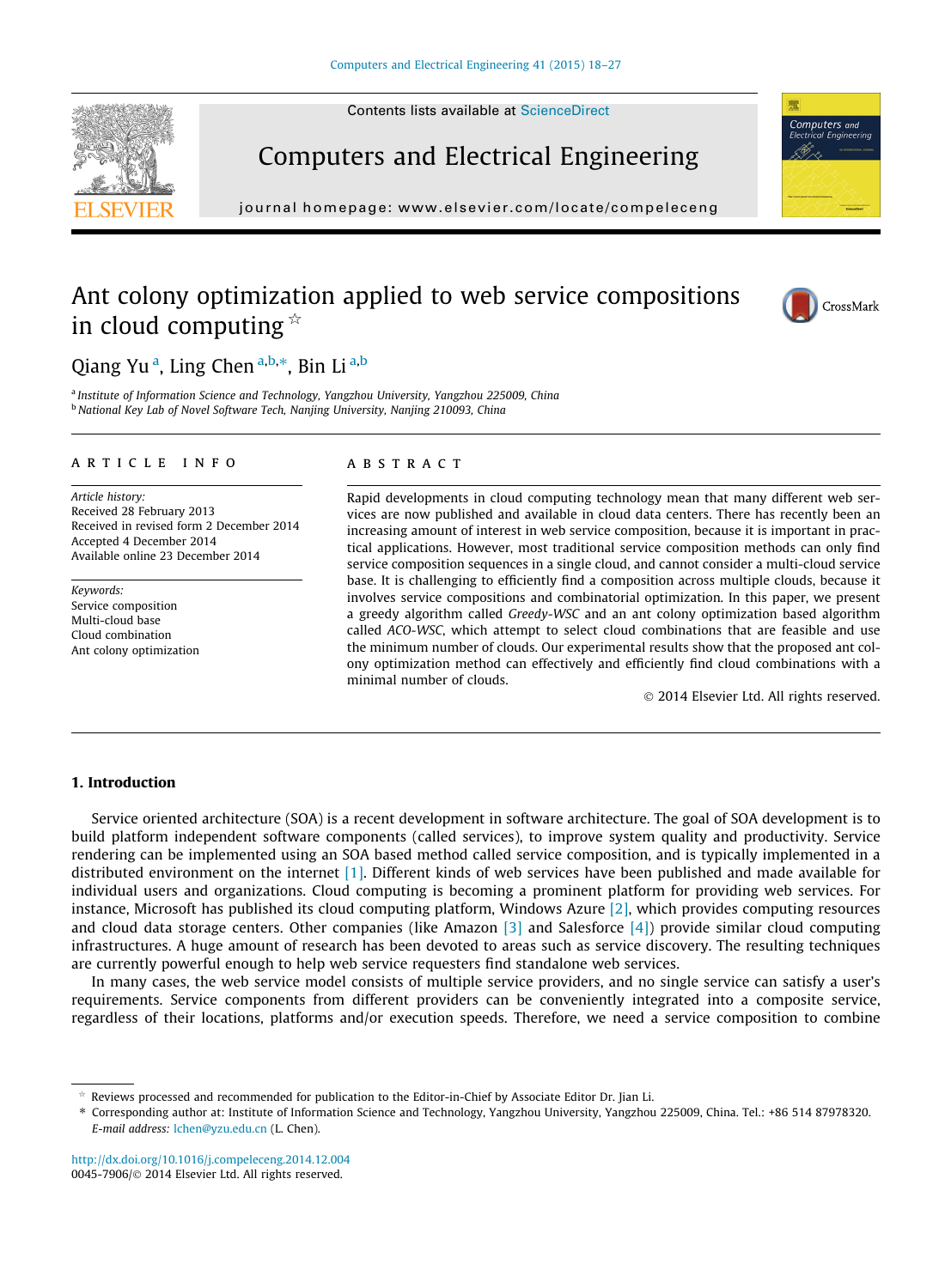# Ant colony optimization applied to web service compositions in cloud computing ☆

Qiang Yu [a], Ling Chen [a,b,*], Bin Li [a,b]

[a] Institute of Information Science and Technology, Yangzhou University, Yangzhou 225009, China
[b] National Key Lab of Novel Software Tech, Nanjing University, Nanjing 210093, China

**ARTICLE INFO**

*Article history:*
Received 28 February 2013
Received in revised form 2 December 2014
Accepted 4 December 2014
Available online 23 December 2014

*Keywords:*
Service composition
Multi-cloud base
Cloud combination
Ant colony optimization

**ABSTRACT**

Rapid developments in cloud computing technology mean that many different web services are now published and available in cloud data centers. There has recently been an increasing amount of interest in web service composition, because it is important in practical applications. However, most traditional service composition methods can only find service composition sequences in a single cloud, and cannot consider a multi-cloud service base. It is challenging to efficiently find a composition across multiple clouds, because it involves service compositions and combinatorial optimization. In this paper, we present a greedy algorithm called *Greedy-WSC* and an ant colony optimization based algorithm called *ACO-WSC*, which attempt to select cloud combinations that are feasible and use the minimum number of clouds. Our experimental results show that the proposed ant colony optimization method can effectively and efficiently find cloud combinations with a minimal number of clouds.

© 2014 Elsevier Ltd. All rights reserved.

## 1. Introduction

Service oriented architecture (SOA) is a recent development in software architecture. The goal of SOA development is to build platform independent software components (called services), to improve system quality and productivity. Service rendering can be implemented using an SOA based method called service composition, and is typically implemented in a distributed environment on the internet [1]. Different kinds of web services have been published and made available for individual users and organizations. Cloud computing is becoming a prominent platform for providing web services. For instance, Microsoft has published its cloud computing platform, Windows Azure [2], which provides computing resources and cloud data storage centers. Other companies (like Amazon [3] and Salesforce [4]) provide similar cloud computing infrastructures. A huge amount of research has been devoted to areas such as service discovery. The resulting techniques are currently powerful enough to help web service requesters find standalone web services.

In many cases, the web service model consists of multiple service providers, and no single service can satisfy a user's requirements. Service components from different providers can be conveniently integrated into a composite service, regardless of their locations, platforms and/or execution speeds. Therefore, we need a service composition to combine

☆ Reviews processed and recommended for publication to the Editor-in-Chief by Associate Editor Dr. Jian Li.
\* Corresponding author at: Institute of Information Science and Technology, Yangzhou University, Yangzhou 225009, China. Tel.: +86 514 87978320.
*E-mail address:* lchen@yzu.edu.cn (L. Chen).

http://dx.doi.org/10.1016/j.compeleceng.2014.12.004
0045-7906/© 2014 Elsevier Ltd. All rights reserved.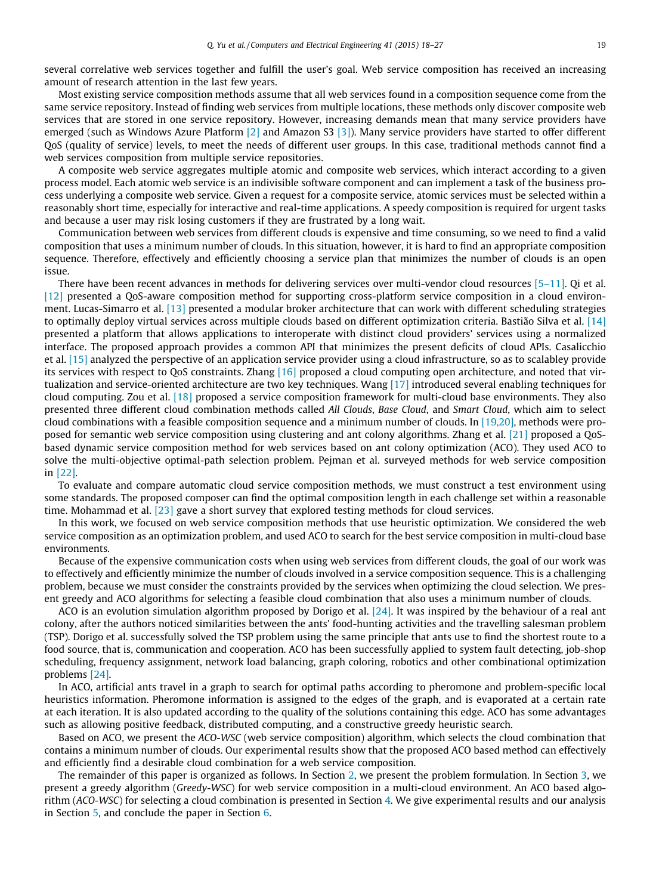several correlative web services together and fulfill the user's goal. Web service composition has received an increasing amount of research attention in the last few years.

Most existing service composition methods assume that all web services found in a composition sequence come from the same service repository. Instead of finding web services from multiple locations, these methods only discover composite web services that are stored in one service repository. However, increasing demands mean that many service providers have emerged (such as Windows Azure Platform [2] and Amazon S3 [3]). Many service providers have started to offer different QoS (quality of service) levels, to meet the needs of different user groups. In this case, traditional methods cannot find a web services composition from multiple service repositories.

A composite web service aggregates multiple atomic and composite web services, which interact according to a given process model. Each atomic web service is an indivisible software component and can implement a task of the business process underlying a composite web service. Given a request for a composite service, atomic services must be selected within a reasonably short time, especially for interactive and real-time applications. A speedy composition is required for urgent tasks and because a user may risk losing customers if they are frustrated by a long wait.

Communication between web services from different clouds is expensive and time consuming, so we need to find a valid composition that uses a minimum number of clouds. In this situation, however, it is hard to find an appropriate composition sequence. Therefore, effectively and efficiently choosing a service plan that minimizes the number of clouds is an open issue.

There have been recent advances in methods for delivering services over multi-vendor cloud resources [5–11]. Qi et al. [12] presented a QoS-aware composition method for supporting cross-platform service composition in a cloud environment. Lucas-Simarro et al. [13] presented a modular broker architecture that can work with different scheduling strategies to optimally deploy virtual services across multiple clouds based on different optimization criteria. Bastião Silva et al. [14] presented a platform that allows applications to interoperate with distinct cloud providers' services using a normalized interface. The proposed approach provides a common API that minimizes the present deficits of cloud APIs. Casalicchio et al. [15] analyzed the perspective of an application service provider using a cloud infrastructure, so as to scalabley provide its services with respect to QoS constraints. Zhang [16] proposed a cloud computing open architecture, and noted that virtualization and service-oriented architecture are two key techniques. Wang [17] introduced several enabling techniques for cloud computing. Zou et al. [18] proposed a service composition framework for multi-cloud base environments. They also presented three different cloud combination methods called *All Clouds*, *Base Cloud*, and *Smart Cloud*, which aim to select cloud combinations with a feasible composition sequence and a minimum number of clouds. In [19,20], methods were proposed for semantic web service composition using clustering and ant colony algorithms. Zhang et al. [21] proposed a QoS-based dynamic service composition method for web services based on ant colony optimization (ACO). They used ACO to solve the multi-objective optimal-path selection problem. Pejman et al. surveyed methods for web service composition in [22].

To evaluate and compare automatic cloud service composition methods, we must construct a test environment using some standards. The proposed composer can find the optimal composition length in each challenge set within a reasonable time. Mohammad et al. [23] gave a short survey that explored testing methods for cloud services.

In this work, we focused on web service composition methods that use heuristic optimization. We considered the web service composition as an optimization problem, and used ACO to search for the best service composition in multi-cloud base environments.

Because of the expensive communication costs when using web services from different clouds, the goal of our work was to effectively and efficiently minimize the number of clouds involved in a service composition sequence. This is a challenging problem, because we must consider the constraints provided by the services when optimizing the cloud selection. We present greedy and ACO algorithms for selecting a feasible cloud combination that also uses a minimum number of clouds.

ACO is an evolution simulation algorithm proposed by Dorigo et al. [24]. It was inspired by the behaviour of a real ant colony, after the authors noticed similarities between the ants' food-hunting activities and the travelling salesman problem (TSP). Dorigo et al. successfully solved the TSP problem using the same principle that ants use to find the shortest route to a food source, that is, communication and cooperation. ACO has been successfully applied to system fault detecting, job-shop scheduling, frequency assignment, network load balancing, graph coloring, robotics and other combinational optimization problems [24].

In ACO, artificial ants travel in a graph to search for optimal paths according to pheromone and problem-specific local heuristics information. Pheromone information is assigned to the edges of the graph, and is evaporated at a certain rate at each iteration. It is also updated according to the quality of the solutions containing this edge. ACO has some advantages such as allowing positive feedback, distributed computing, and a constructive greedy heuristic search.

Based on ACO, we present the *ACO-WSC* (web service composition) algorithm, which selects the cloud combination that contains a minimum number of clouds. Our experimental results show that the proposed ACO based method can effectively and efficiently find a desirable cloud combination for a web service composition.

The remainder of this paper is organized as follows. In Section 2, we present the problem formulation. In Section 3, we present a greedy algorithm (*Greedy-WSC*) for web service composition in a multi-cloud environment. An ACO based algorithm (*ACO-WSC*) for selecting a cloud combination is presented in Section 4. We give experimental results and our analysis in Section 5, and conclude the paper in Section 6.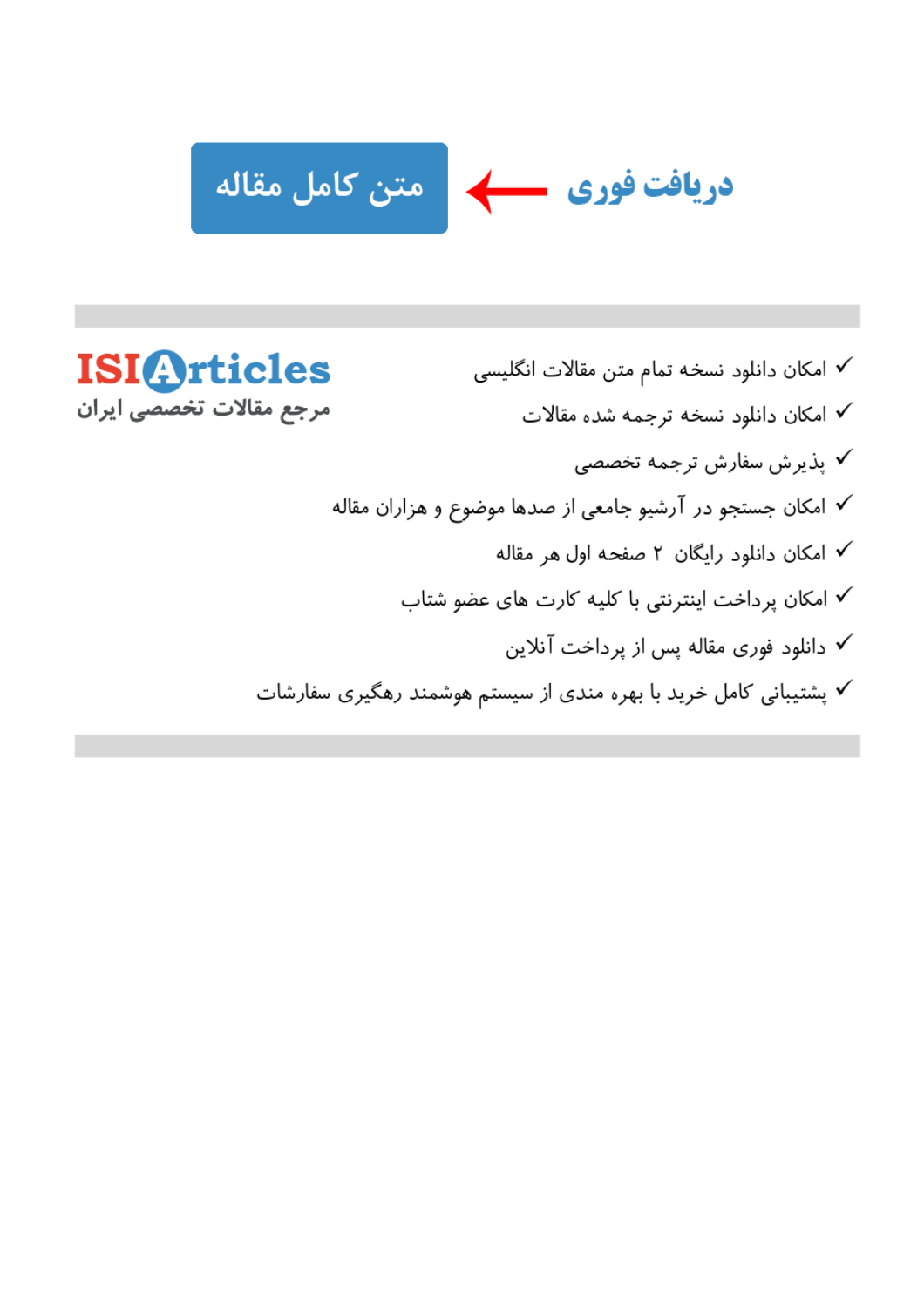دریافت فوری ← **متن کامل مقاله**

**ISIArticles**
مرجع مقالات تخصصی ایران

- ✓ امکان دانلود نسخه تمام متن مقالات انگلیسی
- ✓ امکان دانلود نسخه ترجمه شده مقالات
- ✓ پذیرش سفارش ترجمه تخصصی
- ✓ امکان جستجو در آرشیو جامعی از صدها موضوع و هزاران مقاله
- ✓ امکان دانلود رایگان ۲ صفحه اول هر مقاله
- ✓ امکان پرداخت اینترنتی با کلیه کارت های عضو شتاب
- ✓ دانلود فوری مقاله پس از پرداخت آنلاین
- ✓ پشتیبانی کامل خرید با بهره مندی از سیستم هوشمند رهگیری سفارشات